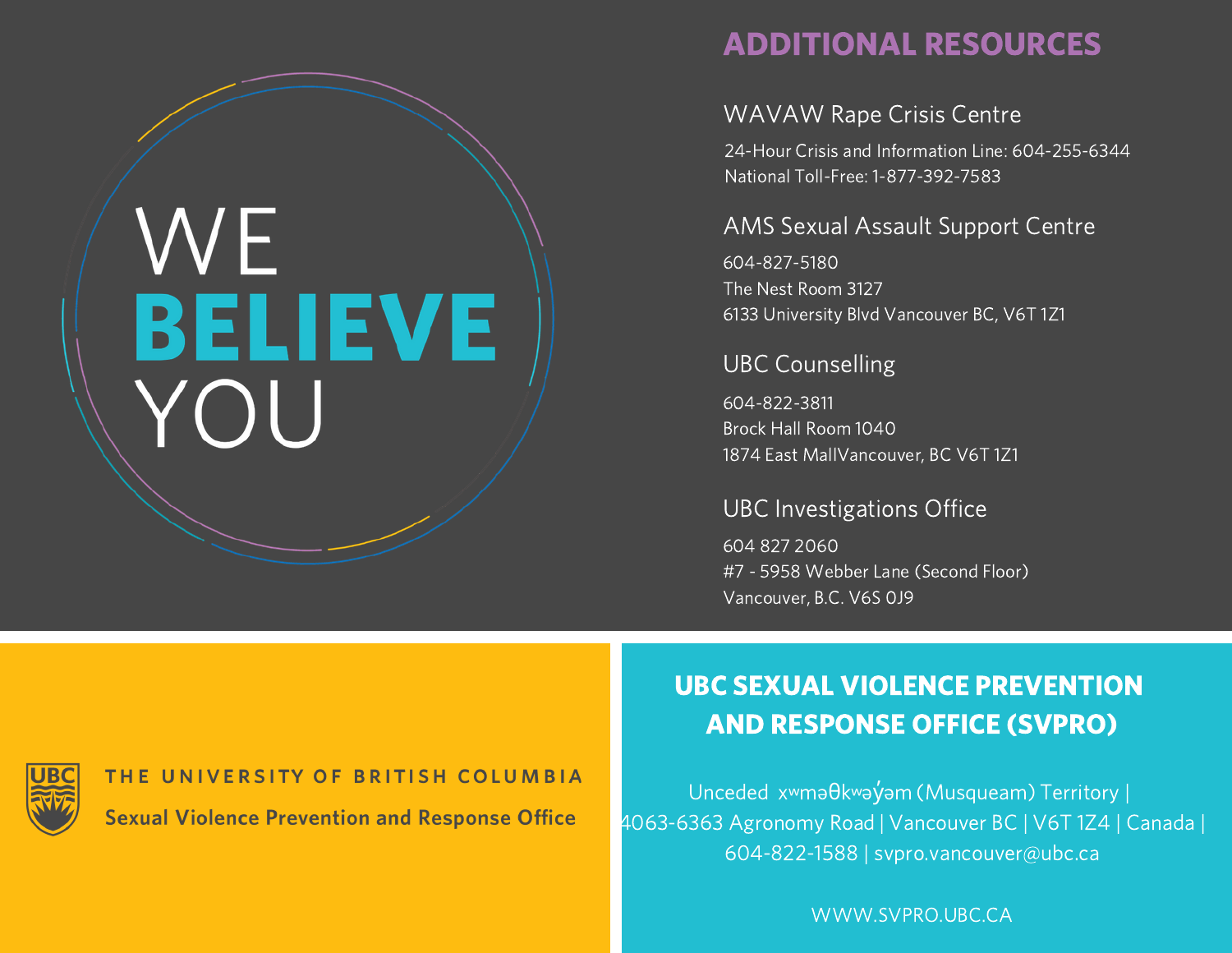# WE **BELIEVE** YOU

## ADDITIONAL RESOURCES

### WAVAW Rape Crisis Centre

24-Hour Crisis and Information Line: 604-255-6344
National Toll-Free: 1-877-392-7583

### AMS Sexual Assault Support Centre

604-827-5180
The Nest Room 3127
6133 University Blvd Vancouver BC, V6T 1Z1

### UBC Counselling

604-822-3811
Brock Hall Room 1040
1874 East MallVancouver, BC V6T 1Z1

### UBC Investigations Office

604 827 2060
#7 - 5958 Webber Lane (Second Floor)
Vancouver, B.C. V6S 0J9

UBC

THE UNIVERSITY OF BRITISH COLUMBIA

**Sexual Violence Prevention and Response Office**

## UBC SEXUAL VIOLENCE PREVENTION AND RESPONSE OFFICE (SVPRO)

Unceded xʷməθkʷəy̓əm (Musqueam) Territory | 4063-6363 Agronomy Road | Vancouver BC | V6T 1Z4 | Canada | 604-822-1588 | svpro.vancouver@ubc.ca

WWW.SVPRO.UBC.CA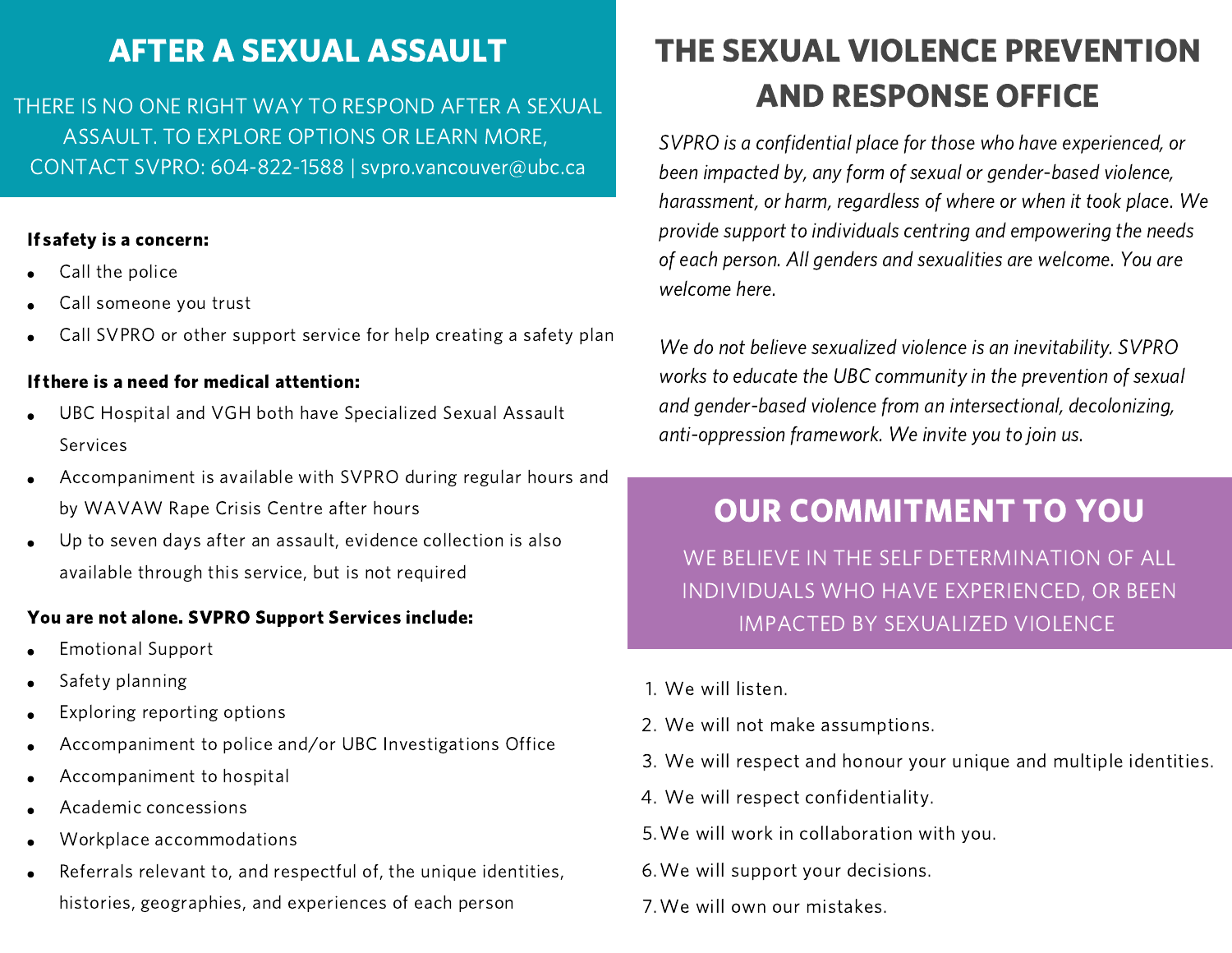## AFTER A SEXUAL ASSAULT

THERE IS NO ONE RIGHT WAY TO RESPOND AFTER A SEXUAL ASSAULT. TO EXPLORE OPTIONS OR LEARN MORE, CONTACT SVPRO: 604-822-1588 | svpro.vancouver@ubc.ca

**If safety is a concern:**

- Call the police
- Call someone you trust
- Call SVPRO or other support service for help creating a safety plan

**If there is a need for medical attention:**

- UBC Hospital and VGH both have Specialized Sexual Assault Services
- Accompaniment is available with SVPRO during regular hours and by WAVAW Rape Crisis Centre after hours
- Up to seven days after an assault, evidence collection is also available through this service, but is not required

**You are not alone. SVPRO Support Services include:**

- Emotional Support
- Safety planning
- Exploring reporting options
- Accompaniment to police and/or UBC Investigations Office
- Accompaniment to hospital
- Academic concessions
- Workplace accommodations
- Referrals relevant to, and respectful of, the unique identities, histories, geographies, and experiences of each person

## THE SEXUAL VIOLENCE PREVENTION AND RESPONSE OFFICE

*SVPRO is a confidential place for those who have experienced, or been impacted by, any form of sexual or gender-based violence, harassment, or harm, regardless of where or when it took place. We provide support to individuals centring and empowering the needs of each person. All genders and sexualities are welcome. You are welcome here.*

*We do not believe sexualized violence is an inevitability. SVPRO works to educate the UBC community in the prevention of sexual and gender-based violence from an intersectional, decolonizing, anti-oppression framework. We invite you to join us.*

## OUR COMMITMENT TO YOU

WE BELIEVE IN THE SELF DETERMINATION OF ALL INDIVIDUALS WHO HAVE EXPERIENCED, OR BEEN IMPACTED BY SEXUALIZED VIOLENCE

1. We will listen.
2. We will not make assumptions.
3. We will respect and honour your unique and multiple identities.
4. We will respect confidentiality.
5. We will work in collaboration with you.
6. We will support your decisions.
7. We will own our mistakes.